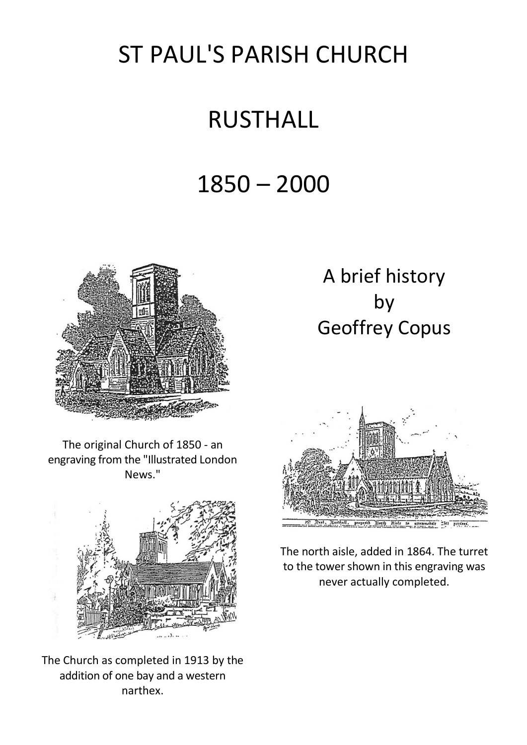# ST PAUL'S PARISH CHURCH

# RUSTHALL

# 1850 – 2000

## A brief history by Geoffrey Copus

The original Church of 1850 - an engraving from the "Illustrated London News."

The north aisle, added in 1864. The turret to the tower shown in this engraving was never actually completed.

The Church as completed in 1913 by the addition of one bay and a western narthex.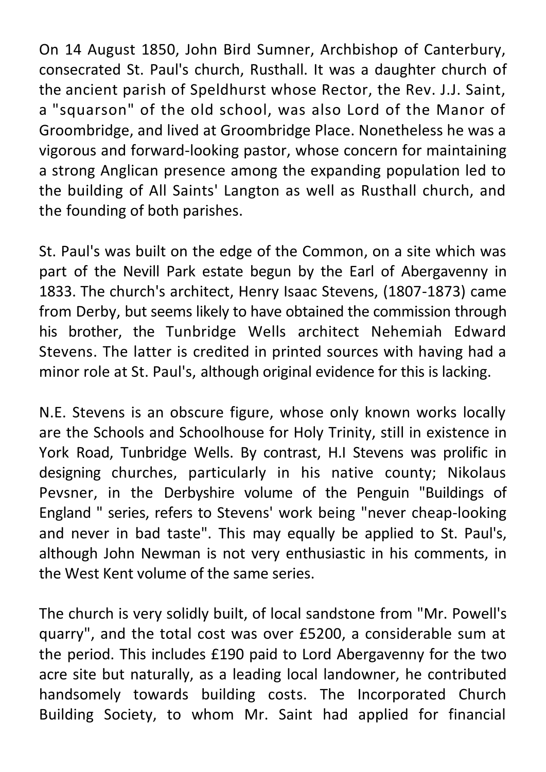On 14 August 1850, John Bird Sumner, Archbishop of Canterbury, consecrated St. Paul's church, Rusthall. It was a daughter church of the ancient parish of Speldhurst whose Rector, the Rev. J.J. Saint, a "squarson" of the old school, was also Lord of the Manor of Groombridge, and lived at Groombridge Place. Nonetheless he was a vigorous and forward-looking pastor, whose concern for maintaining a strong Anglican presence among the expanding population led to the building of All Saints' Langton as well as Rusthall church, and the founding of both parishes.

St. Paul's was built on the edge of the Common, on a site which was part of the Nevill Park estate begun by the Earl of Abergavenny in 1833. The church's architect, Henry Isaac Stevens, (1807-1873) came from Derby, but seems likely to have obtained the commission through his brother, the Tunbridge Wells architect Nehemiah Edward Stevens. The latter is credited in printed sources with having had a minor role at St. Paul's, although original evidence for this is lacking.

N.E. Stevens is an obscure figure, whose only known works locally are the Schools and Schoolhouse for Holy Trinity, still in existence in York Road, Tunbridge Wells. By contrast, H.I Stevens was prolific in designing churches, particularly in his native county; Nikolaus Pevsner, in the Derbyshire volume of the Penguin "Buildings of England " series, refers to Stevens' work being "never cheap-looking and never in bad taste". This may equally be applied to St. Paul's, although John Newman is not very enthusiastic in his comments, in the West Kent volume of the same series.

The church is very solidly built, of local sandstone from "Mr. Powell's quarry", and the total cost was over £5200, a considerable sum at the period. This includes £190 paid to Lord Abergavenny for the two acre site but naturally, as a leading local landowner, he contributed handsomely towards building costs. The Incorporated Church Building Society, to whom Mr. Saint had applied for financial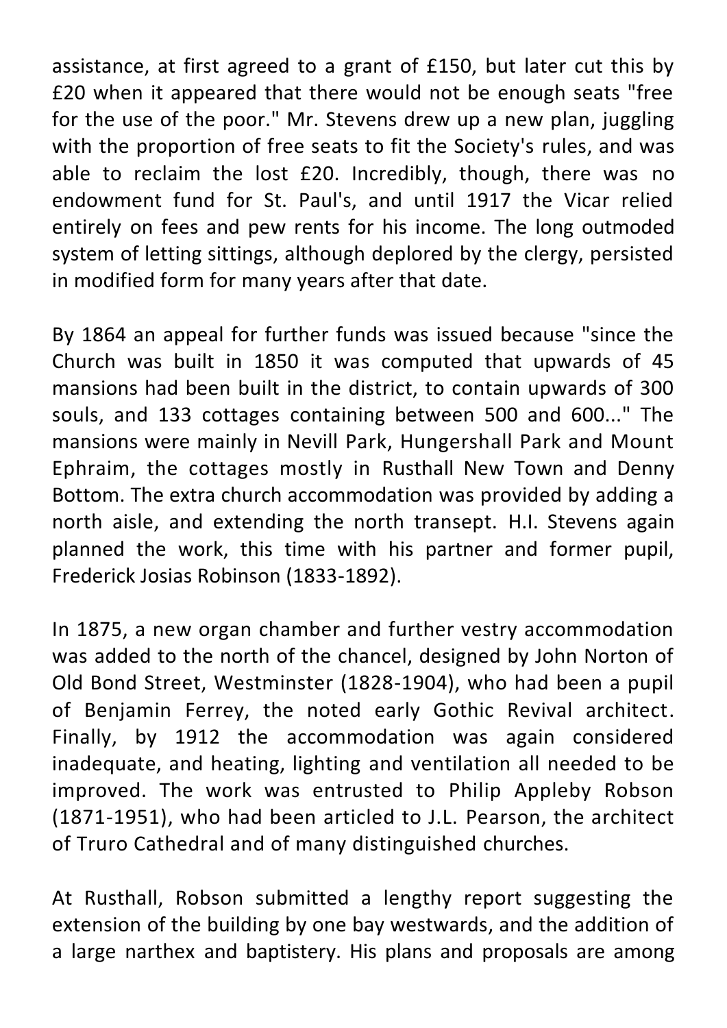assistance, at first agreed to a grant of £150, but later cut this by £20 when it appeared that there would not be enough seats "free for the use of the poor." Mr. Stevens drew up a new plan, juggling with the proportion of free seats to fit the Society's rules, and was able to reclaim the lost £20. Incredibly, though, there was no endowment fund for St. Paul's, and until 1917 the Vicar relied entirely on fees and pew rents for his income. The long outmoded system of letting sittings, although deplored by the clergy, persisted in modified form for many years after that date.

By 1864 an appeal for further funds was issued because "since the Church was built in 1850 it was computed that upwards of 45 mansions had been built in the district, to contain upwards of 300 souls, and 133 cottages containing between 500 and 600..." The mansions were mainly in Nevill Park, Hungershall Park and Mount Ephraim, the cottages mostly in Rusthall New Town and Denny Bottom. The extra church accommodation was provided by adding a north aisle, and extending the north transept. H.I. Stevens again planned the work, this time with his partner and former pupil, Frederick Josias Robinson (1833-1892).

In 1875, a new organ chamber and further vestry accommodation was added to the north of the chancel, designed by John Norton of Old Bond Street, Westminster (1828-1904), who had been a pupil of Benjamin Ferrey, the noted early Gothic Revival architect. Finally, by 1912 the accommodation was again considered inadequate, and heating, lighting and ventilation all needed to be improved. The work was entrusted to Philip Appleby Robson (1871-1951), who had been articled to J.L. Pearson, the architect of Truro Cathedral and of many distinguished churches.

At Rusthall, Robson submitted a lengthy report suggesting the extension of the building by one bay westwards, and the addition of a large narthex and baptistery. His plans and proposals are among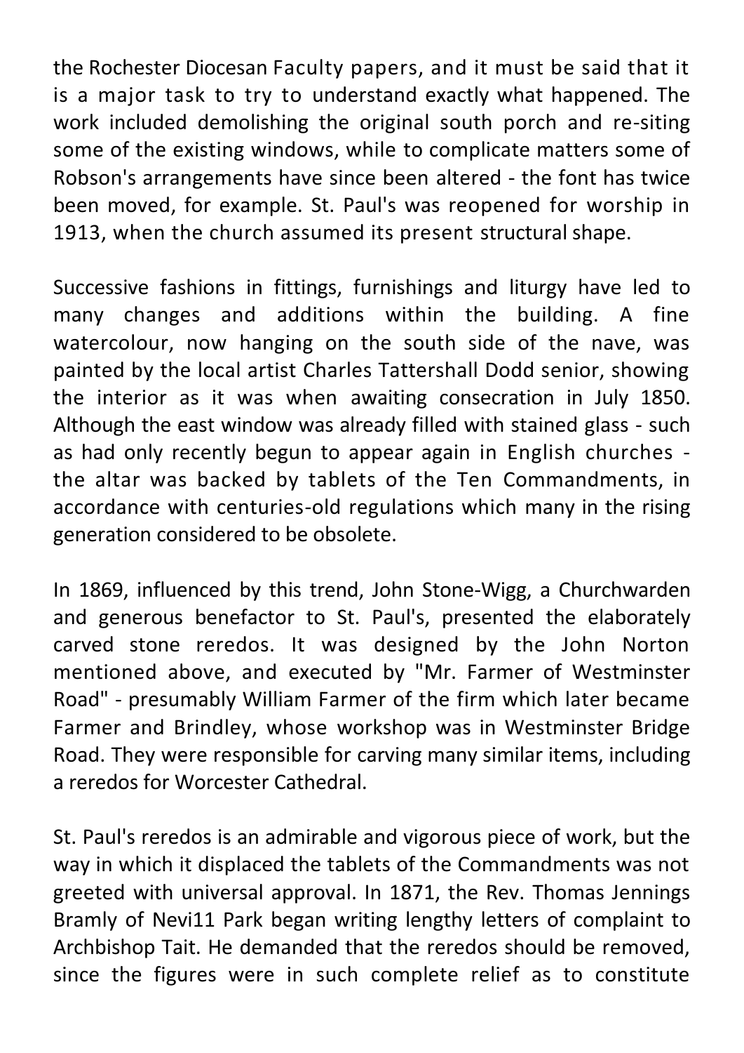the Rochester Diocesan Faculty papers, and it must be said that it is a major task to try to understand exactly what happened. The work included demolishing the original south porch and re-siting some of the existing windows, while to complicate matters some of Robson's arrangements have since been altered - the font has twice been moved, for example. St. Paul's was reopened for worship in 1913, when the church assumed its present structural shape.

Successive fashions in fittings, furnishings and liturgy have led to many changes and additions within the building. A fine watercolour, now hanging on the south side of the nave, was painted by the local artist Charles Tattershall Dodd senior, showing the interior as it was when awaiting consecration in July 1850. Although the east window was already filled with stained glass - such as had only recently begun to appear again in English churches - the altar was backed by tablets of the Ten Commandments, in accordance with centuries-old regulations which many in the rising generation considered to be obsolete.

In 1869, influenced by this trend, John Stone-Wigg, a Churchwarden and generous benefactor to St. Paul's, presented the elaborately carved stone reredos. It was designed by the John Norton mentioned above, and executed by "Mr. Farmer of Westminster Road" - presumably William Farmer of the firm which later became Farmer and Brindley, whose workshop was in Westminster Bridge Road. They were responsible for carving many similar items, including a reredos for Worcester Cathedral.

St. Paul's reredos is an admirable and vigorous piece of work, but the way in which it displaced the tablets of the Commandments was not greeted with universal approval. In 1871, the Rev. Thomas Jennings Bramly of Nevi11 Park began writing lengthy letters of complaint to Archbishop Tait. He demanded that the reredos should be removed, since the figures were in such complete relief as to constitute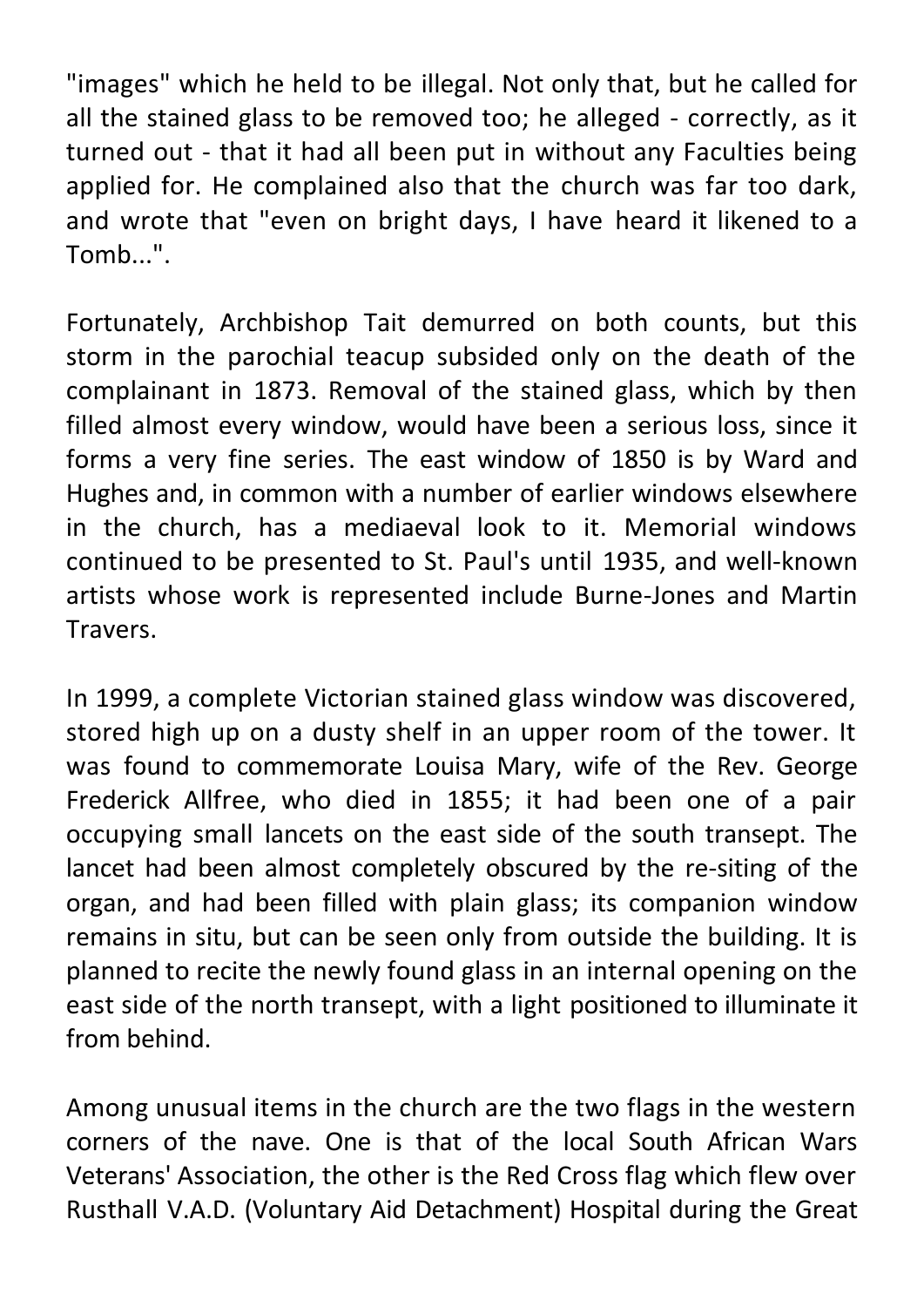"images" which he held to be illegal. Not only that, but he called for all the stained glass to be removed too; he alleged - correctly, as it turned out - that it had all been put in without any Faculties being applied for. He complained also that the church was far too dark, and wrote that "even on bright days, I have heard it likened to a Tomb...".

Fortunately, Archbishop Tait demurred on both counts, but this storm in the parochial teacup subsided only on the death of the complainant in 1873. Removal of the stained glass, which by then filled almost every window, would have been a serious loss, since it forms a very fine series. The east window of 1850 is by Ward and Hughes and, in common with a number of earlier windows elsewhere in the church, has a mediaeval look to it. Memorial windows continued to be presented to St. Paul's until 1935, and well-known artists whose work is represented include Burne-Jones and Martin Travers.

In 1999, a complete Victorian stained glass window was discovered, stored high up on a dusty shelf in an upper room of the tower. It was found to commemorate Louisa Mary, wife of the Rev. George Frederick Allfree, who died in 1855; it had been one of a pair occupying small lancets on the east side of the south transept. The lancet had been almost completely obscured by the re-siting of the organ, and had been filled with plain glass; its companion window remains in situ, but can be seen only from outside the building. It is planned to recite the newly found glass in an internal opening on the east side of the north transept, with a light positioned to illuminate it from behind.

Among unusual items in the church are the two flags in the western corners of the nave. One is that of the local South African Wars Veterans' Association, the other is the Red Cross flag which flew over Rusthall V.A.D. (Voluntary Aid Detachment) Hospital during the Great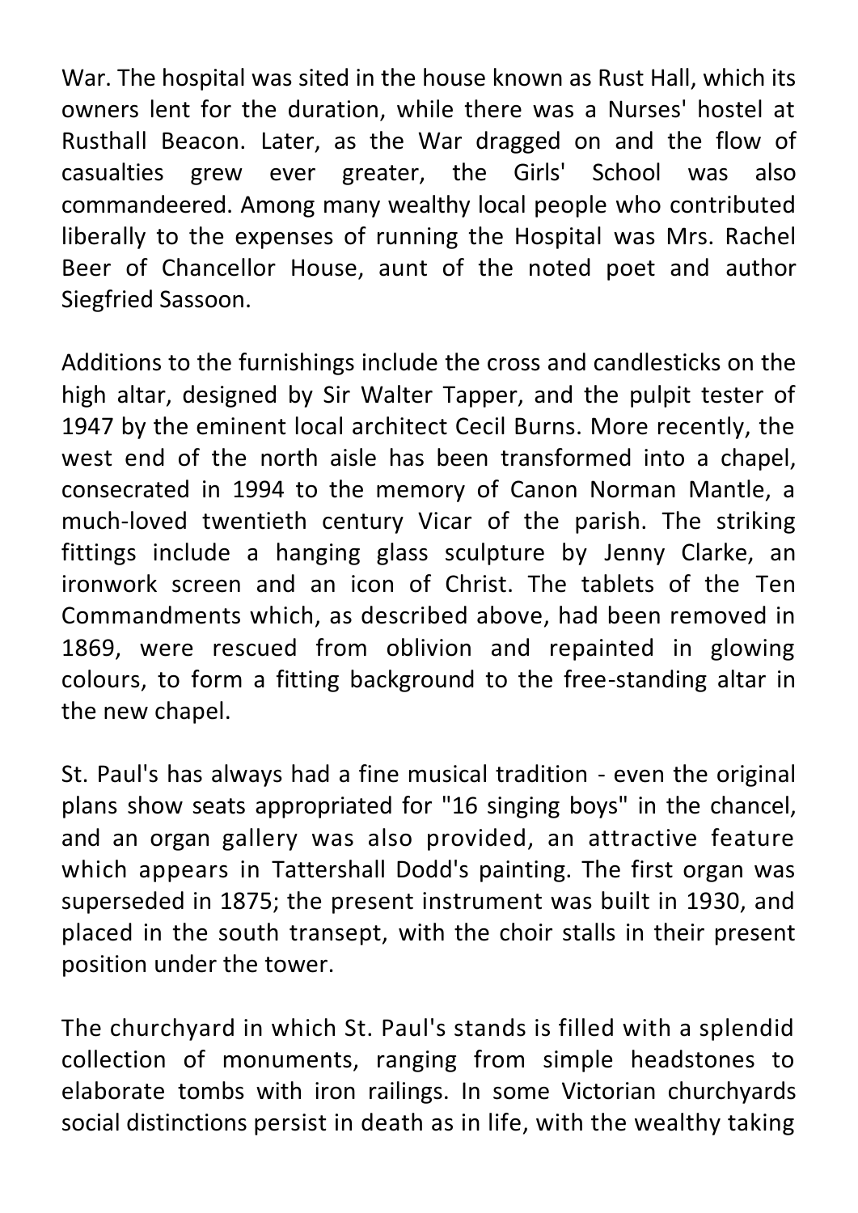War. The hospital was sited in the house known as Rust Hall, which its owners lent for the duration, while there was a Nurses' hostel at Rusthall Beacon. Later, as the War dragged on and the flow of casualties grew ever greater, the Girls' School was also commandeered. Among many wealthy local people who contributed liberally to the expenses of running the Hospital was Mrs. Rachel Beer of Chancellor House, aunt of the noted poet and author Siegfried Sassoon.

Additions to the furnishings include the cross and candlesticks on the high altar, designed by Sir Walter Tapper, and the pulpit tester of 1947 by the eminent local architect Cecil Burns. More recently, the west end of the north aisle has been transformed into a chapel, consecrated in 1994 to the memory of Canon Norman Mantle, a much-loved twentieth century Vicar of the parish. The striking fittings include a hanging glass sculpture by Jenny Clarke, an ironwork screen and an icon of Christ. The tablets of the Ten Commandments which, as described above, had been removed in 1869, were rescued from oblivion and repainted in glowing colours, to form a fitting background to the free-standing altar in the new chapel.

St. Paul's has always had a fine musical tradition - even the original plans show seats appropriated for "16 singing boys" in the chancel, and an organ gallery was also provided, an attractive feature which appears in Tattershall Dodd's painting. The first organ was superseded in 1875; the present instrument was built in 1930, and placed in the south transept, with the choir stalls in their present position under the tower.

The churchyard in which St. Paul's stands is filled with a splendid collection of monuments, ranging from simple headstones to elaborate tombs with iron railings. In some Victorian churchyards social distinctions persist in death as in life, with the wealthy taking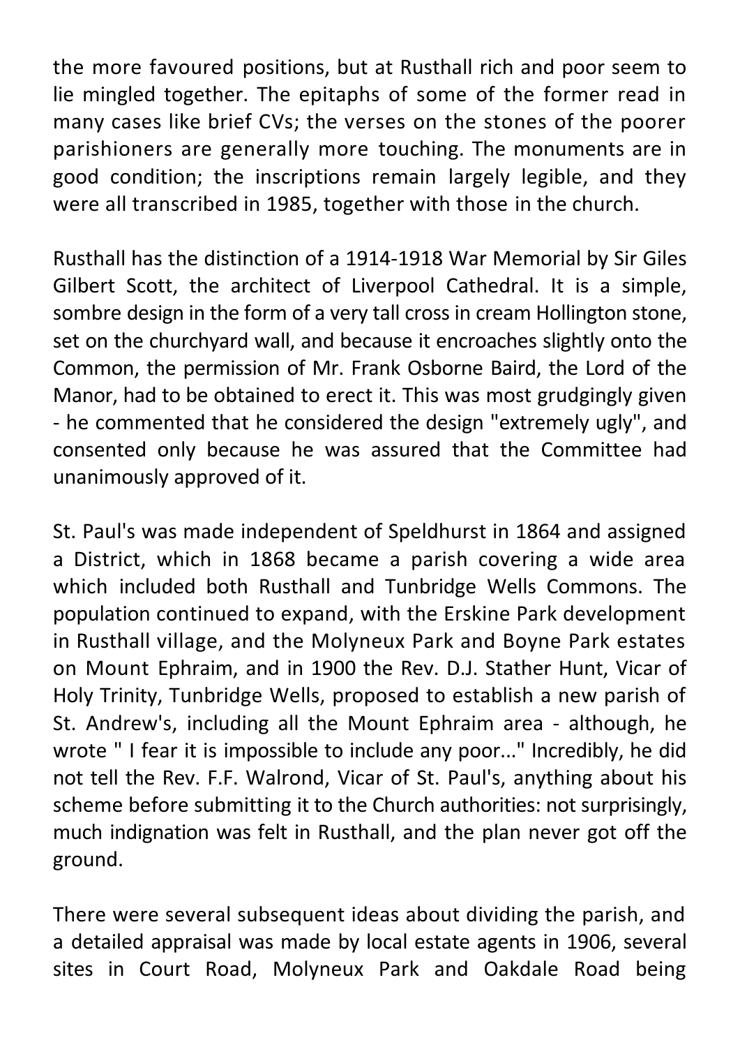the more favoured positions, but at Rusthall rich and poor seem to lie mingled together. The epitaphs of some of the former read in many cases like brief CVs; the verses on the stones of the poorer parishioners are generally more touching. The monuments are in good condition; the inscriptions remain largely legible, and they were all transcribed in 1985, together with those in the church.

Rusthall has the distinction of a 1914-1918 War Memorial by Sir Giles Gilbert Scott, the architect of Liverpool Cathedral. It is a simple, sombre design in the form of a very tall cross in cream Hollington stone, set on the churchyard wall, and because it encroaches slightly onto the Common, the permission of Mr. Frank Osborne Baird, the Lord of the Manor, had to be obtained to erect it. This was most grudgingly given - he commented that he considered the design "extremely ugly", and consented only because he was assured that the Committee had unanimously approved of it.

St. Paul's was made independent of Speldhurst in 1864 and assigned a District, which in 1868 became a parish covering a wide area which included both Rusthall and Tunbridge Wells Commons. The population continued to expand, with the Erskine Park development in Rusthall village, and the Molyneux Park and Boyne Park estates on Mount Ephraim, and in 1900 the Rev. D.J. Stather Hunt, Vicar of Holy Trinity, Tunbridge Wells, proposed to establish a new parish of St. Andrew's, including all the Mount Ephraim area - although, he wrote " I fear it is impossible to include any poor..." Incredibly, he did not tell the Rev. F.F. Walrond, Vicar of St. Paul's, anything about his scheme before submitting it to the Church authorities: not surprisingly, much indignation was felt in Rusthall, and the plan never got off the ground.

There were several subsequent ideas about dividing the parish, and a detailed appraisal was made by local estate agents in 1906, several sites in Court Road, Molyneux Park and Oakdale Road being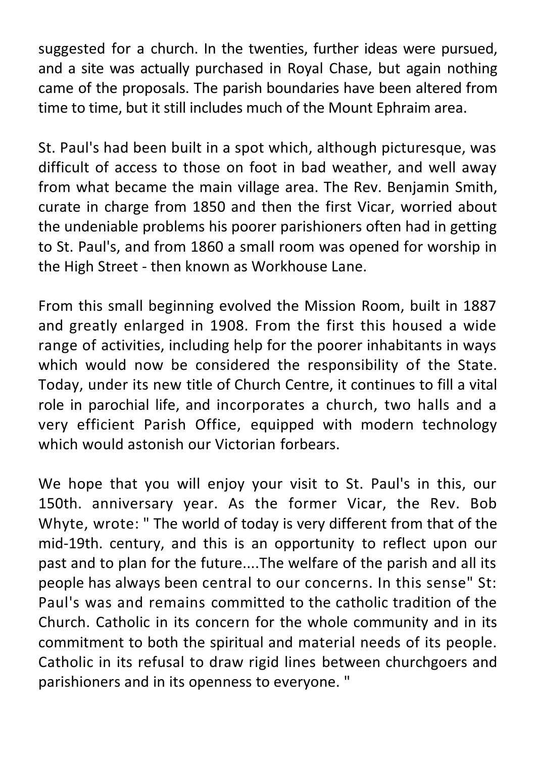suggested for a church. In the twenties, further ideas were pursued, and a site was actually purchased in Royal Chase, but again nothing came of the proposals. The parish boundaries have been altered from time to time, but it still includes much of the Mount Ephraim area.

St. Paul's had been built in a spot which, although picturesque, was difficult of access to those on foot in bad weather, and well away from what became the main village area. The Rev. Benjamin Smith, curate in charge from 1850 and then the first Vicar, worried about the undeniable problems his poorer parishioners often had in getting to St. Paul's, and from 1860 a small room was opened for worship in the High Street - then known as Workhouse Lane.

From this small beginning evolved the Mission Room, built in 1887 and greatly enlarged in 1908. From the first this housed a wide range of activities, including help for the poorer inhabitants in ways which would now be considered the responsibility of the State. Today, under its new title of Church Centre, it continues to fill a vital role in parochial life, and incorporates a church, two halls and a very efficient Parish Office, equipped with modern technology which would astonish our Victorian forbears.

We hope that you will enjoy your visit to St. Paul's in this, our 150th. anniversary year. As the former Vicar, the Rev. Bob Whyte, wrote: " The world of today is very different from that of the mid-19th. century, and this is an opportunity to reflect upon our past and to plan for the future....The welfare of the parish and all its people has always been central to our concerns. In this sense" St: Paul's was and remains committed to the catholic tradition of the Church. Catholic in its concern for the whole community and in its commitment to both the spiritual and material needs of its people. Catholic in its refusal to draw rigid lines between churchgoers and parishioners and in its openness to everyone. "